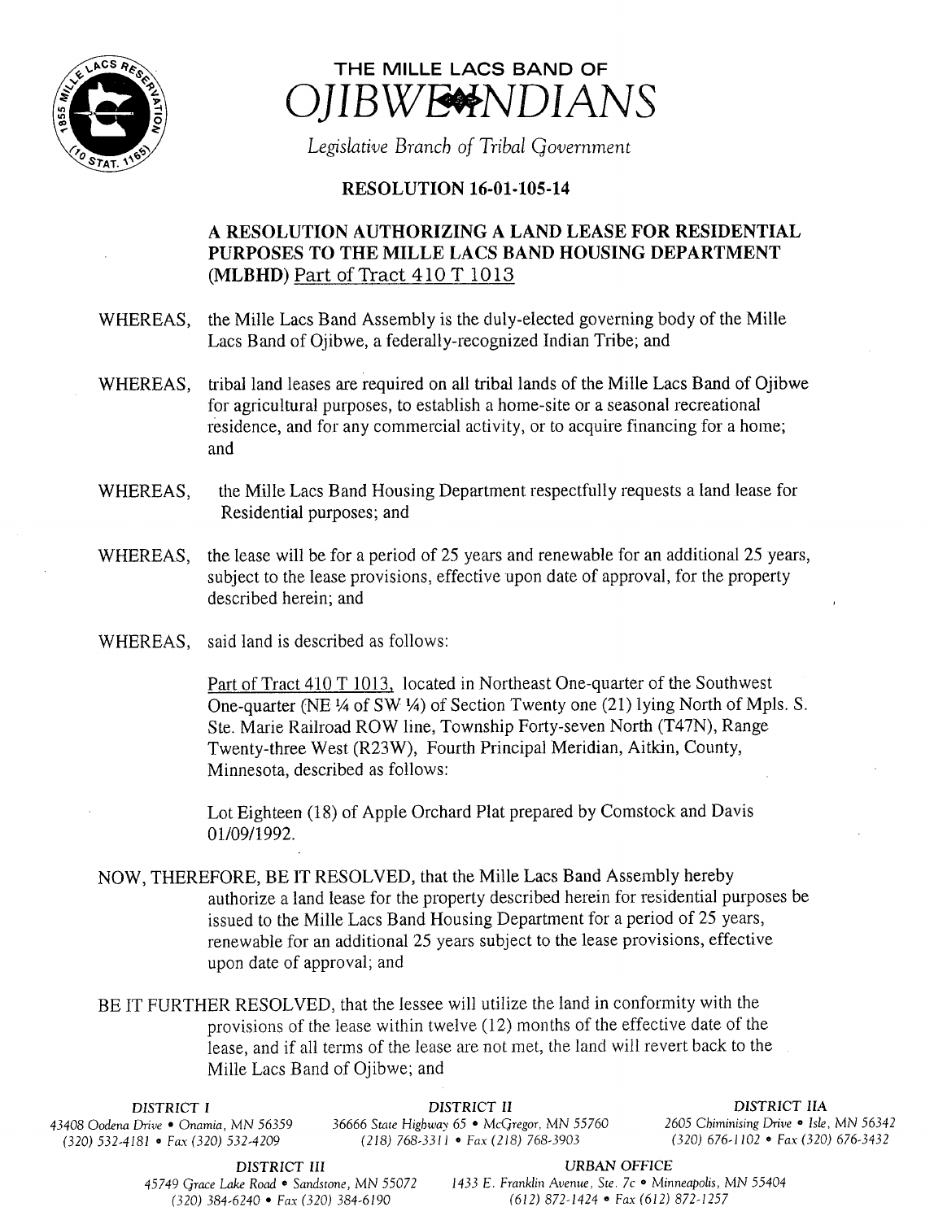# THE MILLE LACS BAND OF OJIBWE INDIANS

*Legislative Branch of Tribal Government*

## RESOLUTION 16-01-105-14

### A RESOLUTION AUTHORIZING A LAND LEASE FOR RESIDENTIAL PURPOSES TO THE MILLE LACS BAND HOUSING DEPARTMENT (MLBHD) Part of Tract 410 T 1013

WHEREAS, the Mille Lacs Band Assembly is the duly-elected governing body of the Mille Lacs Band of Ojibwe, a federally-recognized Indian Tribe; and

WHEREAS, tribal land leases are required on all tribal lands of the Mille Lacs Band of Ojibwe for agricultural purposes, to establish a home-site or a seasonal recreational residence, and for any commercial activity, or to acquire financing for a home; and

WHEREAS, the Mille Lacs Band Housing Department respectfully requests a land lease for Residential purposes; and

WHEREAS, the lease will be for a period of 25 years and renewable for an additional 25 years, subject to the lease provisions, effective upon date of approval, for the property described herein; and

WHEREAS, said land is described as follows:

Part of Tract 410 T 1013, located in Northeast One-quarter of the Southwest One-quarter (NE ¼ of SW ¼) of Section Twenty one (21) lying North of Mpls. S. Ste. Marie Railroad ROW line, Township Forty-seven North (T47N), Range Twenty-three West (R23W), Fourth Principal Meridian, Aitkin, County, Minnesota, described as follows:

Lot Eighteen (18) of Apple Orchard Plat prepared by Comstock and Davis 01/09/1992.

NOW, THEREFORE, BE IT RESOLVED, that the Mille Lacs Band Assembly hereby authorize a land lease for the property described herein for residential purposes be issued to the Mille Lacs Band Housing Department for a period of 25 years, renewable for an additional 25 years subject to the lease provisions, effective upon date of approval; and

BE IT FURTHER RESOLVED, that the lessee will utilize the land in conformity with the provisions of the lease within twelve (12) months of the effective date of the lease, and if all terms of the lease are not met, the land will revert back to the Mille Lacs Band of Ojibwe; and

DISTRICT I
43408 Oodena Drive • Onamia, MN 56359
(320) 532-4181 • Fax (320) 532-4209

DISTRICT II
36666 State Highway 65 • McGregor, MN 55760
(218) 768-3311 • Fax (218) 768-3903

DISTRICT IIA
2605 Chiminising Drive • Isle, MN 56342
(320) 676-1102 • Fax (320) 676-3432

DISTRICT III
45749 Grace Lake Road • Sandstone, MN 55072
(320) 384-6240 • Fax (320) 384-6190

URBAN OFFICE
1433 E. Franklin Avenue, Ste. 7c • Minneapolis, MN 55404
(612) 872-1424 • Fax (612) 872-1257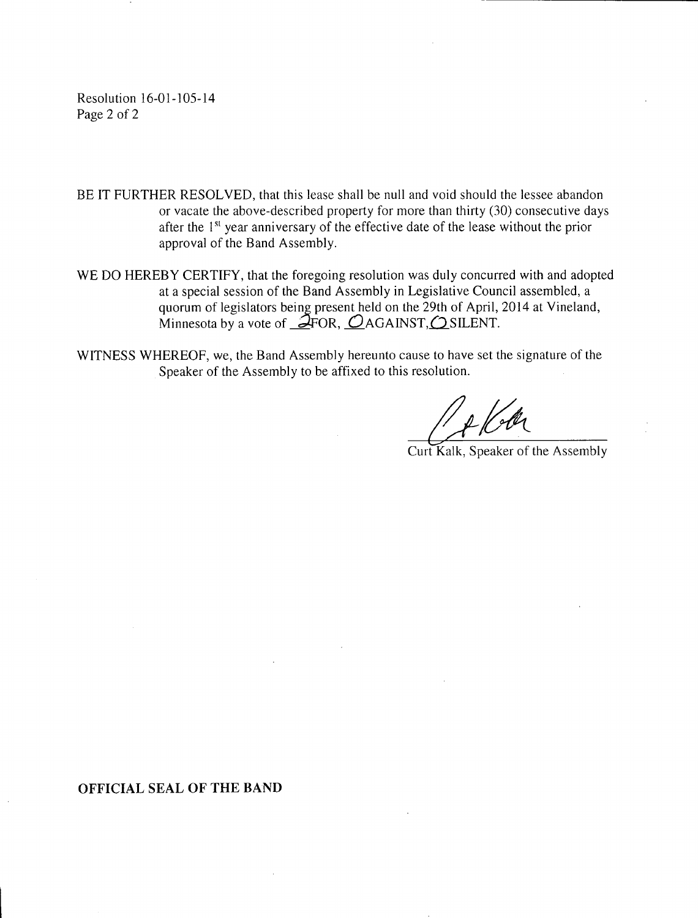Resolution 16-01-105-14

BE IT FURTHER RESOLVED, that this lease shall be null and void should the lessee abandon or vacate the above-described property for more than thirty (30) consecutive days after the 1st year anniversary of the effective date of the lease without the prior approval of the Band Assembly.

WE DO HEREBY CERTIFY, that the foregoing resolution was duly concurred with and adopted at a special session of the Band Assembly in Legislative Council assembled, a quorum of legislators being present held on the 29th of April, 2014 at Vineland, Minnesota by a vote of 2 FOR, 0 AGAINST, 0 SILENT.

WITNESS WHEREOF, we, the Band Assembly hereunto cause to have set the signature of the Speaker of the Assembly to be affixed to this resolution.

Curt Kalk, Speaker of the Assembly

**OFFICIAL SEAL OF THE BAND**